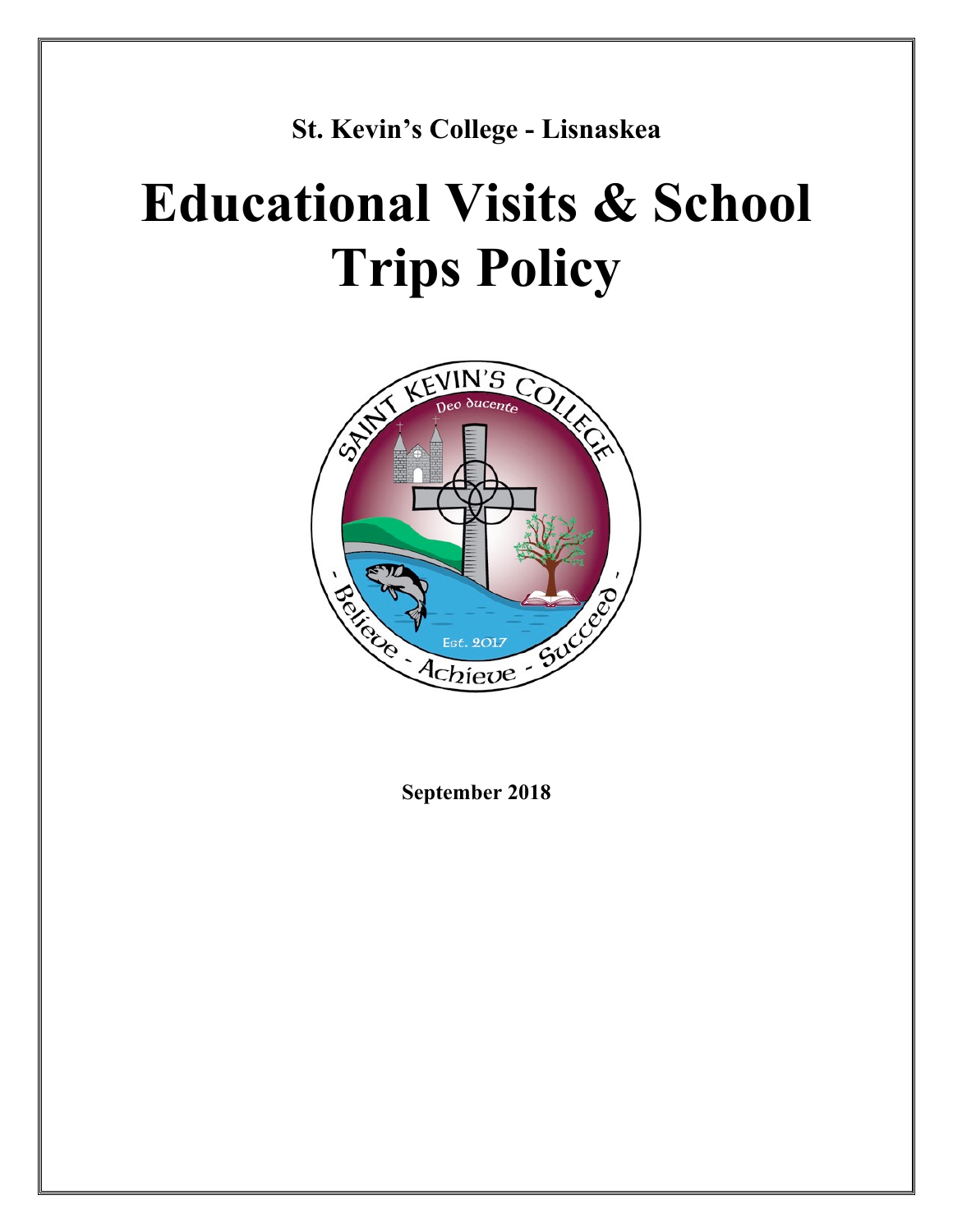**St. Kevin's College - Lisnaskea**

# Educational Visits & School Trips Policy

**September 2018**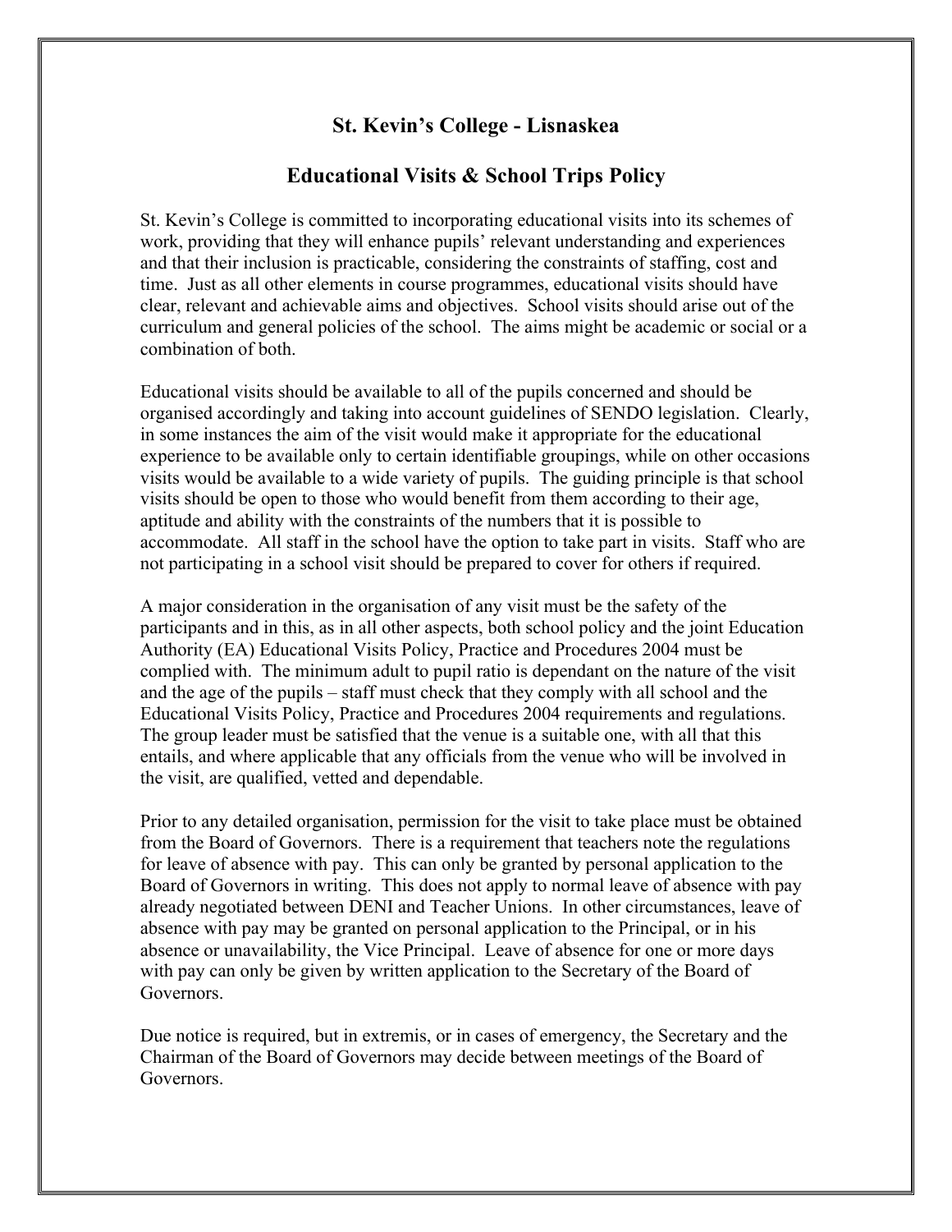# St. Kevin's College - Lisnaskea

## Educational Visits & School Trips Policy

St. Kevin's College is committed to incorporating educational visits into its schemes of work, providing that they will enhance pupils' relevant understanding and experiences and that their inclusion is practicable, considering the constraints of staffing, cost and time. Just as all other elements in course programmes, educational visits should have clear, relevant and achievable aims and objectives. School visits should arise out of the curriculum and general policies of the school. The aims might be academic or social or a combination of both.

Educational visits should be available to all of the pupils concerned and should be organised accordingly and taking into account guidelines of SENDO legislation. Clearly, in some instances the aim of the visit would make it appropriate for the educational experience to be available only to certain identifiable groupings, while on other occasions visits would be available to a wide variety of pupils. The guiding principle is that school visits should be open to those who would benefit from them according to their age, aptitude and ability with the constraints of the numbers that it is possible to accommodate. All staff in the school have the option to take part in visits. Staff who are not participating in a school visit should be prepared to cover for others if required.

A major consideration in the organisation of any visit must be the safety of the participants and in this, as in all other aspects, both school policy and the joint Education Authority (EA) Educational Visits Policy, Practice and Procedures 2004 must be complied with. The minimum adult to pupil ratio is dependant on the nature of the visit and the age of the pupils – staff must check that they comply with all school and the Educational Visits Policy, Practice and Procedures 2004 requirements and regulations. The group leader must be satisfied that the venue is a suitable one, with all that this entails, and where applicable that any officials from the venue who will be involved in the visit, are qualified, vetted and dependable.

Prior to any detailed organisation, permission for the visit to take place must be obtained from the Board of Governors. There is a requirement that teachers note the regulations for leave of absence with pay. This can only be granted by personal application to the Board of Governors in writing. This does not apply to normal leave of absence with pay already negotiated between DENI and Teacher Unions. In other circumstances, leave of absence with pay may be granted on personal application to the Principal, or in his absence or unavailability, the Vice Principal. Leave of absence for one or more days with pay can only be given by written application to the Secretary of the Board of Governors.

Due notice is required, but in extremis, or in cases of emergency, the Secretary and the Chairman of the Board of Governors may decide between meetings of the Board of Governors.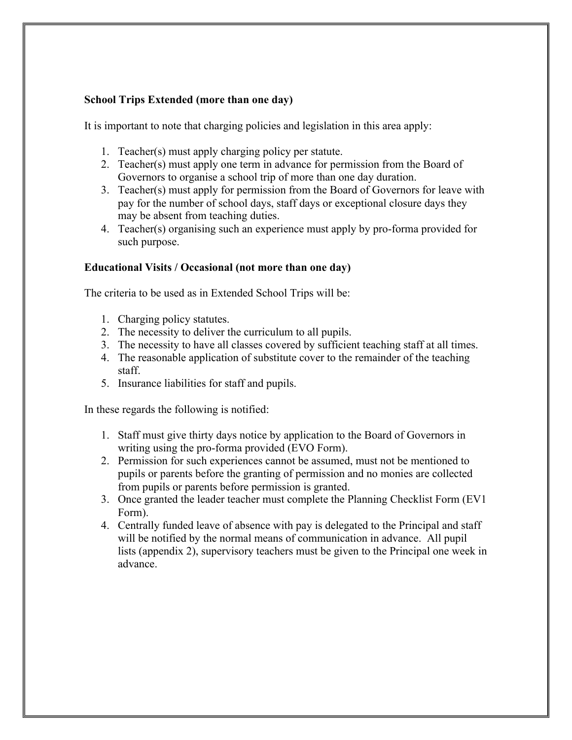**School Trips Extended (more than one day)**

It is important to note that charging policies and legislation in this area apply:

1. Teacher(s) must apply charging policy per statute.
2. Teacher(s) must apply one term in advance for permission from the Board of Governors to organise a school trip of more than one day duration.
3. Teacher(s) must apply for permission from the Board of Governors for leave with pay for the number of school days, staff days or exceptional closure days they may be absent from teaching duties.
4. Teacher(s) organising such an experience must apply by pro-forma provided for such purpose.

**Educational Visits / Occasional (not more than one day)**

The criteria to be used as in Extended School Trips will be:

1. Charging policy statutes.
2. The necessity to deliver the curriculum to all pupils.
3. The necessity to have all classes covered by sufficient teaching staff at all times.
4. The reasonable application of substitute cover to the remainder of the teaching staff.
5. Insurance liabilities for staff and pupils.

In these regards the following is notified:

1. Staff must give thirty days notice by application to the Board of Governors in writing using the pro-forma provided (EVO Form).
2. Permission for such experiences cannot be assumed, must not be mentioned to pupils or parents before the granting of permission and no monies are collected from pupils or parents before permission is granted.
3. Once granted the leader teacher must complete the Planning Checklist Form (EV1 Form).
4. Centrally funded leave of absence with pay is delegated to the Principal and staff will be notified by the normal means of communication in advance. All pupil lists (appendix 2), supervisory teachers must be given to the Principal one week in advance.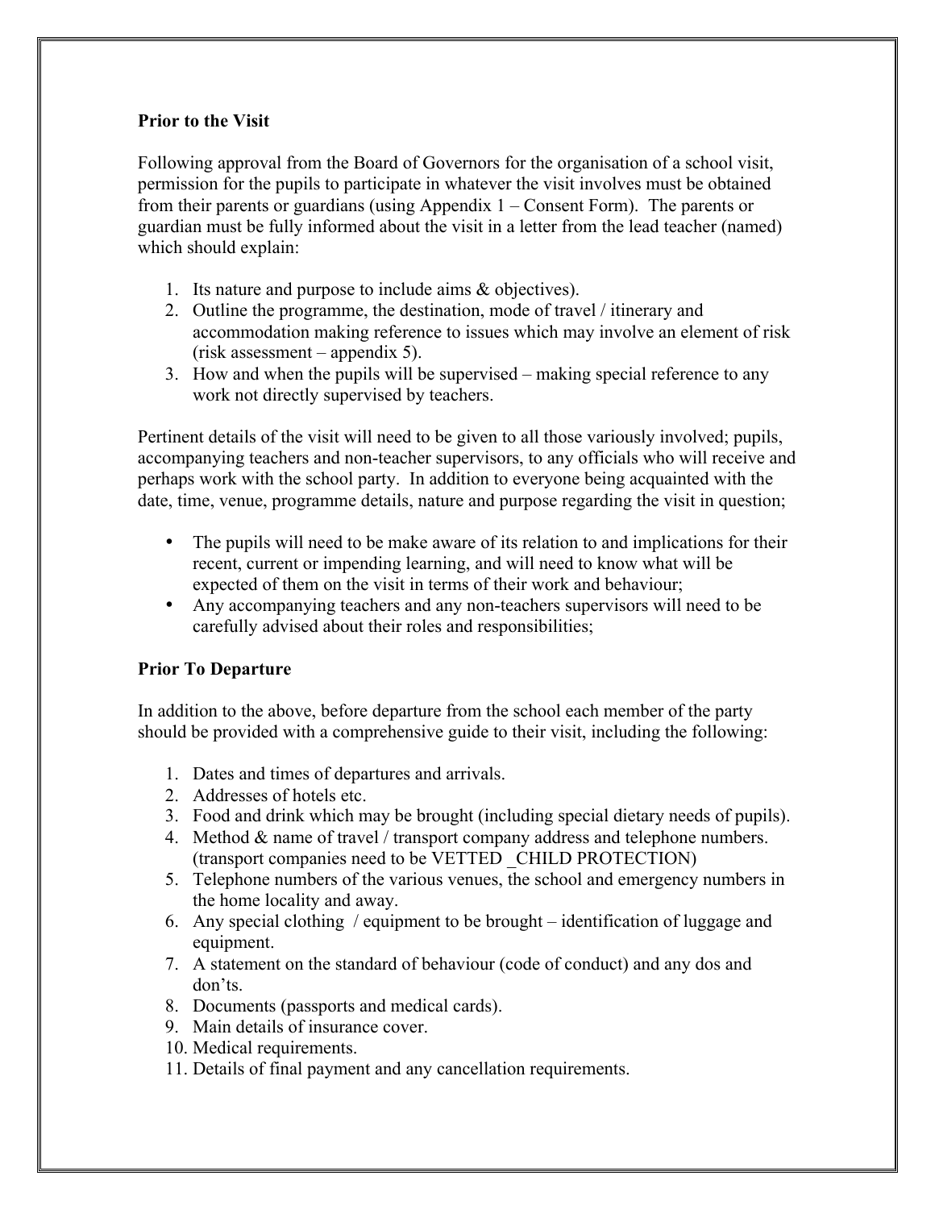**Prior to the Visit**

Following approval from the Board of Governors for the organisation of a school visit, permission for the pupils to participate in whatever the visit involves must be obtained from their parents or guardians (using Appendix 1 – Consent Form). The parents or guardian must be fully informed about the visit in a letter from the lead teacher (named) which should explain:

1. Its nature and purpose to include aims & objectives).
2. Outline the programme, the destination, mode of travel / itinerary and accommodation making reference to issues which may involve an element of risk (risk assessment – appendix 5).
3. How and when the pupils will be supervised – making special reference to any work not directly supervised by teachers.

Pertinent details of the visit will need to be given to all those variously involved; pupils, accompanying teachers and non-teacher supervisors, to any officials who will receive and perhaps work with the school party. In addition to everyone being acquainted with the date, time, venue, programme details, nature and purpose regarding the visit in question;

- The pupils will need to be make aware of its relation to and implications for their recent, current or impending learning, and will need to know what will be expected of them on the visit in terms of their work and behaviour;
- Any accompanying teachers and any non-teachers supervisors will need to be carefully advised about their roles and responsibilities;

**Prior To Departure**

In addition to the above, before departure from the school each member of the party should be provided with a comprehensive guide to their visit, including the following:

1. Dates and times of departures and arrivals.
2. Addresses of hotels etc.
3. Food and drink which may be brought (including special dietary needs of pupils).
4. Method & name of travel / transport company address and telephone numbers. (transport companies need to be VETTED _CHILD PROTECTION)
5. Telephone numbers of the various venues, the school and emergency numbers in the home locality and away.
6. Any special clothing / equipment to be brought – identification of luggage and equipment.
7. A statement on the standard of behaviour (code of conduct) and any dos and don'ts.
8. Documents (passports and medical cards).
9. Main details of insurance cover.
10. Medical requirements.
11. Details of final payment and any cancellation requirements.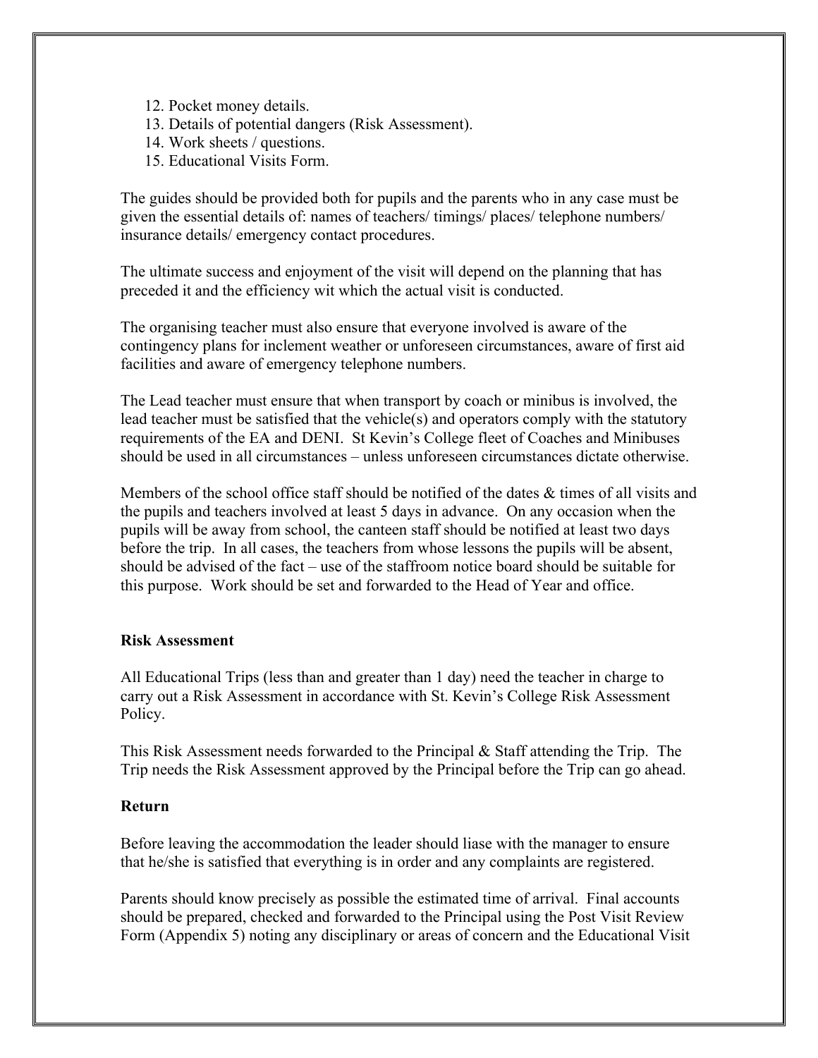12. Pocket money details.
13. Details of potential dangers (Risk Assessment).
14. Work sheets / questions.
15. Educational Visits Form.

The guides should be provided both for pupils and the parents who in any case must be given the essential details of: names of teachers/ timings/ places/ telephone numbers/ insurance details/ emergency contact procedures.

The ultimate success and enjoyment of the visit will depend on the planning that has preceded it and the efficiency wit which the actual visit is conducted.

The organising teacher must also ensure that everyone involved is aware of the contingency plans for inclement weather or unforeseen circumstances, aware of first aid facilities and aware of emergency telephone numbers.

The Lead teacher must ensure that when transport by coach or minibus is involved, the lead teacher must be satisfied that the vehicle(s) and operators comply with the statutory requirements of the EA and DENI. St Kevin's College fleet of Coaches and Minibuses should be used in all circumstances – unless unforeseen circumstances dictate otherwise.

Members of the school office staff should be notified of the dates & times of all visits and the pupils and teachers involved at least 5 days in advance. On any occasion when the pupils will be away from school, the canteen staff should be notified at least two days before the trip. In all cases, the teachers from whose lessons the pupils will be absent, should be advised of the fact – use of the staffroom notice board should be suitable for this purpose. Work should be set and forwarded to the Head of Year and office.

**Risk Assessment**

All Educational Trips (less than and greater than 1 day) need the teacher in charge to carry out a Risk Assessment in accordance with St. Kevin's College Risk Assessment Policy.

This Risk Assessment needs forwarded to the Principal & Staff attending the Trip. The Trip needs the Risk Assessment approved by the Principal before the Trip can go ahead.

**Return**

Before leaving the accommodation the leader should liase with the manager to ensure that he/she is satisfied that everything is in order and any complaints are registered.

Parents should know precisely as possible the estimated time of arrival. Final accounts should be prepared, checked and forwarded to the Principal using the Post Visit Review Form (Appendix 5) noting any disciplinary or areas of concern and the Educational Visit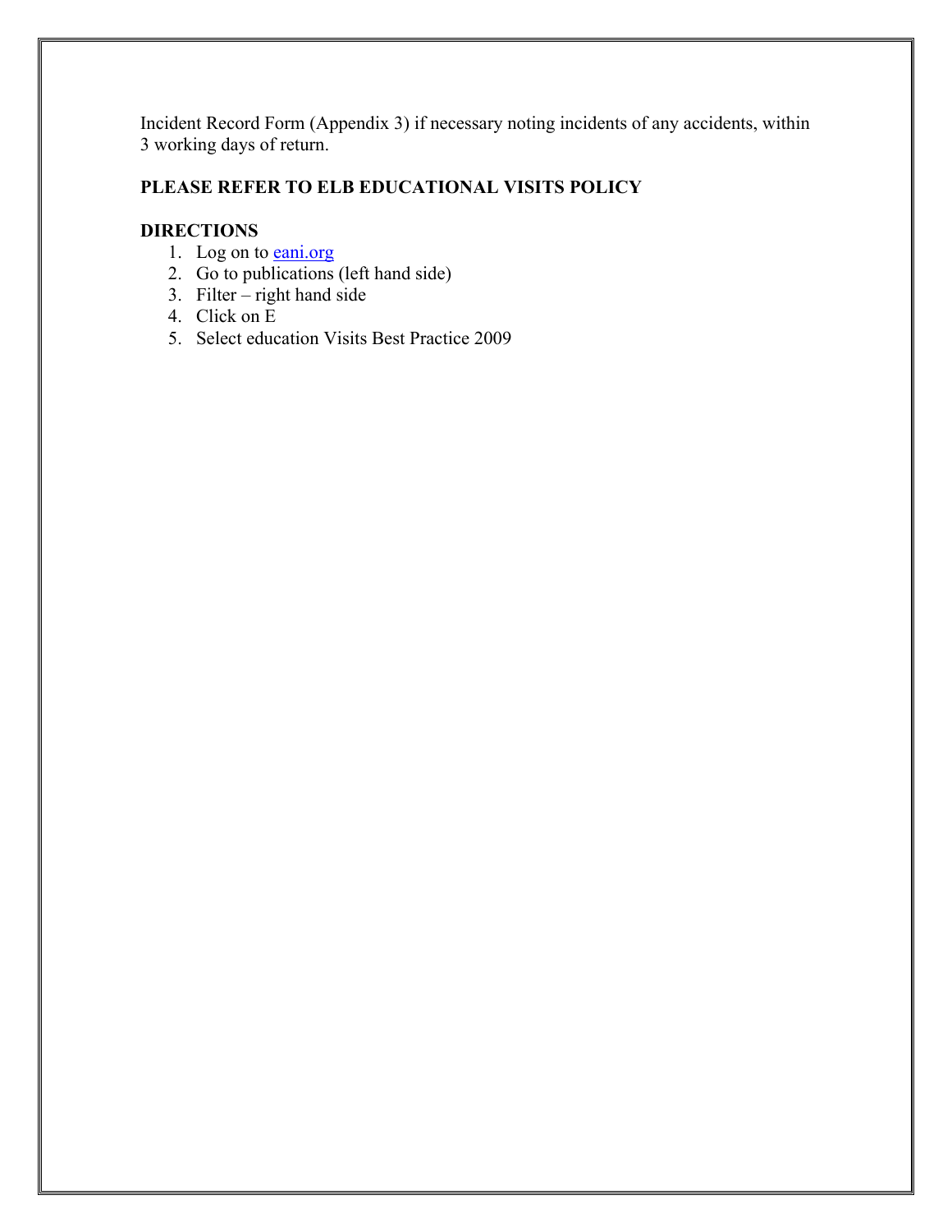Incident Record Form (Appendix 3) if necessary noting incidents of any accidents, within 3 working days of return.

**PLEASE REFER TO ELB EDUCATIONAL VISITS POLICY**

**DIRECTIONS**

1. Log on to eani.org
2. Go to publications (left hand side)
3. Filter – right hand side
4. Click on E
5. Select education Visits Best Practice 2009